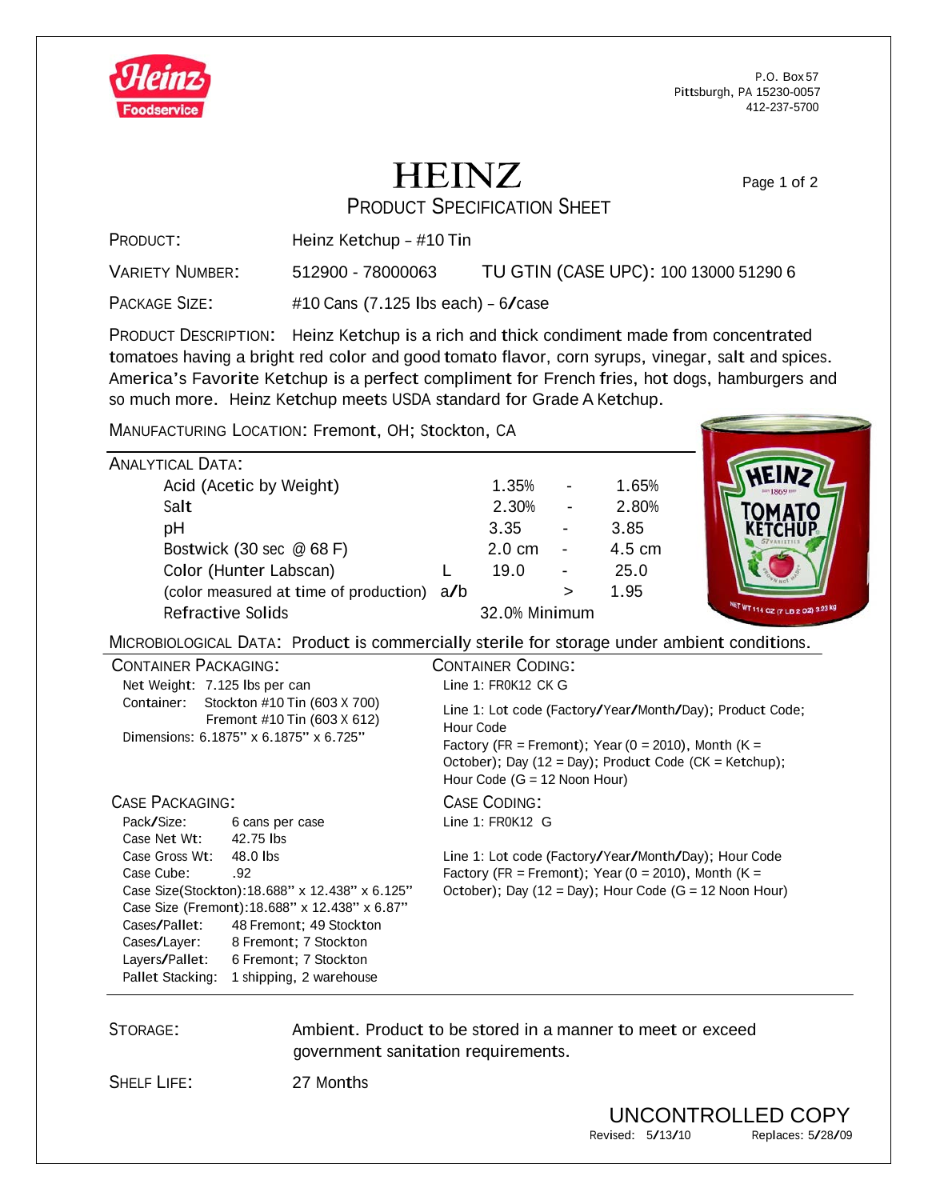P.O. Box 57
Pittsburgh, PA 15230-0057
412-237-5700

# HEINZ

## PRODUCT SPECIFICATION SHEET

**PRODUCT:** Heinz Ketchup – #10 Tin

**VARIETY NUMBER:** 512900 - 78000063 TU GTIN (CASE UPC): 100 13000 51290 6

**PACKAGE SIZE:** #10 Cans (7.125 lbs each) – 6/case

**PRODUCT DESCRIPTION:** Heinz Ketchup is a rich and thick condiment made from concentrated tomatoes having a bright red color and good tomato flavor, corn syrups, vinegar, salt and spices. America's Favorite Ketchup is a perfect compliment for French fries, hot dogs, hamburgers and so much more. Heinz Ketchup meets USDA standard for Grade A Ketchup.

**MANUFACTURING LOCATION:** Fremont, OH; Stockton, CA

**ANALYTICAL DATA:**

| | | | | |
|---|---|---|---|---|
| Acid (Acetic by Weight) | | 1.35% | - | 1.65% |
| Salt | | 2.30% | - | 2.80% |
| pH | | 3.35 | - | 3.85 |
| Bostwick (30 sec @ 68 F) | | 2.0 cm | - | 4.5 cm |
| Color (Hunter Labscan) | L | 19.0 | - | 25.0 |
| (color measured at time of production) | a/b | | > | 1.95 |
| Refractive Solids | | 32.0% Minimum | | |

**MICROBIOLOGICAL DATA:** Product is commercially sterile for storage under ambient conditions.

**CONTAINER PACKAGING:**

Net Weight: 7.125 lbs per can
Container: Stockton #10 Tin (603 X 700)
Fremont #10 Tin (603 X 612)
Dimensions: 6.1875" x 6.1875" x 6.725"

**CONTAINER CODING:**

Line 1: FR0K12 CK G

Line 1: Lot code (Factory/Year/Month/Day); Product Code; Hour Code
Factory (FR = Fremont); Year (0 = 2010), Month (K = October); Day (12 = Day); Product Code (CK = Ketchup); Hour Code (G = 12 Noon Hour)

**CASE PACKAGING:**

Pack/Size: 6 cans per case
Case Net Wt: 42.75 lbs
Case Gross Wt: 48.0 lbs
Case Cube: .92
Case Size(Stockton):18.688" x 12.438" x 6.125"
Case Size (Fremont):18.688" x 12.438" x 6.87"
Cases/Pallet: 48 Fremont; 49 Stockton
Cases/Layer: 8 Fremont; 7 Stockton
Layers/Pallet: 6 Fremont; 7 Stockton
Pallet Stacking: 1 shipping, 2 warehouse

**CASE CODING:**

Line 1: FR0K12 G

Line 1: Lot code (Factory/Year/Month/Day); Hour Code
Factory (FR = Fremont); Year (0 = 2010), Month (K = October); Day (12 = Day); Hour Code (G = 12 Noon Hour)

**STORAGE:** Ambient. Product to be stored in a manner to meet or exceed government sanitation requirements.

**SHELF LIFE:** 27 Months

UNCONTROLLED COPY

Revised: 5/13/10 Replaces: 5/28/09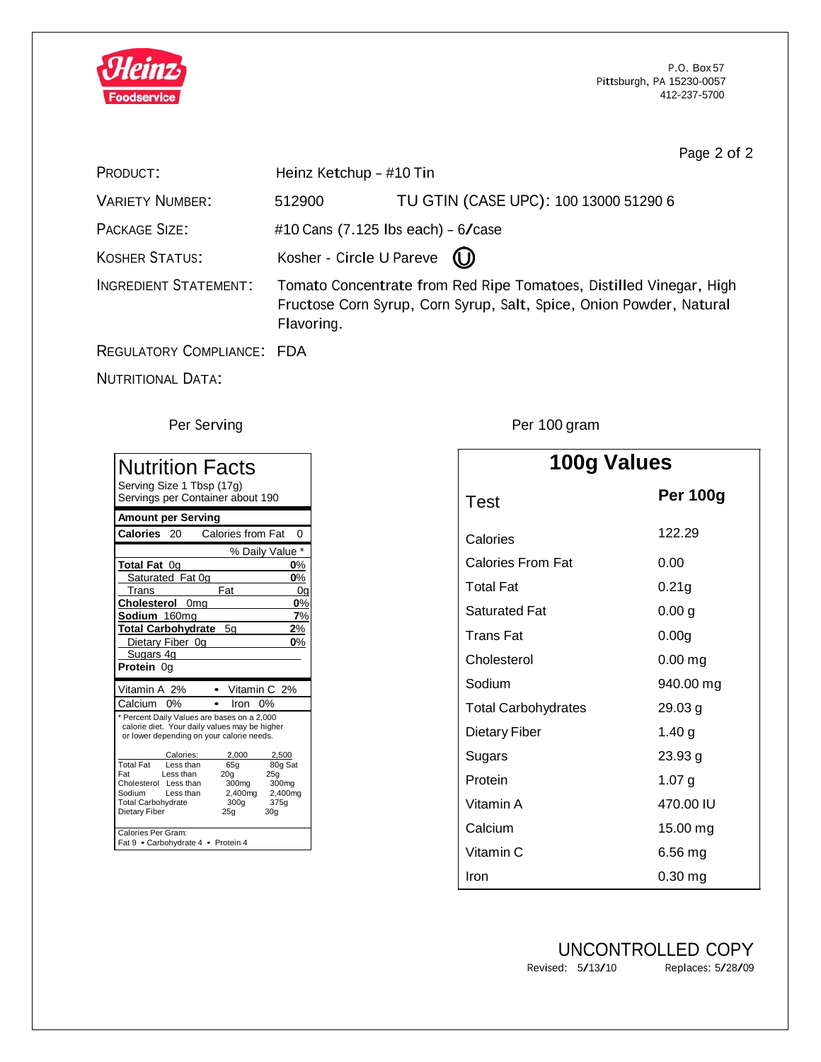Heinz Foodservice

P.O. Box 57
Pittsburgh, PA 15230-0057
412-237-5700

| | |
|---|---|
| PRODUCT: | Heinz Ketchup – #10 Tin |
| VARIETY NUMBER: | 512900 TU GTIN (CASE UPC): 100 13000 51290 6 |
| PACKAGE SIZE: | #10 Cans (7.125 lbs each) – 6/case |
| KOSHER STATUS: | Kosher - Circle U Pareve Ⓤ |
| INGREDIENT STATEMENT: | Tomato Concentrate from Red Ripe Tomatoes, Distilled Vinegar, High Fructose Corn Syrup, Corn Syrup, Salt, Spice, Onion Powder, Natural Flavoring. |
| REGULATORY COMPLIANCE: | FDA |

NUTRITIONAL DATA:

**Per Serving**

## Nutrition Facts

Serving Size 1 Tbsp (17g)
Servings per Container about 190

| Amount per Serving | |
|---|---|
| **Calories** 20 Calories from Fat 0 | |
| | % Daily Value * |
| **Total Fat** 0g | 0% |
| Saturated Fat 0g | 0% |
| Trans Fat | 0g |
| **Cholesterol** 0mg | 0% |
| **Sodium** 160mg | 7% |
| **Total Carbohydrate** 5g | 2% |
| Dietary Fiber 0g | 0% |
| Sugars 4g | |
| **Protein** 0g | |
| Vitamin A 2% | Vitamin C 2% |
| Calcium 0% | Iron 0% |

* Percent Daily Values are bases on a 2,000 calorie diet. Your daily values may be higher or lower depending on your calorie needs.

| | Calories: | 2,000 | 2,500 |
|---|---|---|---|
| Total Fat | Less than | 65g | 80g Sat |
| Fat | Less than | 20g | 25g |
| Cholesterol | Less than | 300mg | 300mg |
| Sodium | Less than | 2,400mg | 2,400mg |
| Total Carbohydrate | | 300g | 375g |
| Dietary Fiber | | 25g | 30g |

Calories Per Gram:
Fat 9 • Carbohydrate 4 • Protein 4

**Per 100 gram**

**100g Values**

| Test | Per 100g |
|---|---|
| Calories | 122.29 |
| Calories From Fat | 0.00 |
| Total Fat | 0.21g |
| Saturated Fat | 0.00 g |
| Trans Fat | 0.00g |
| Cholesterol | 0.00 mg |
| Sodium | 940.00 mg |
| Total Carbohydrates | 29.03 g |
| Dietary Fiber | 1.40 g |
| Sugars | 23.93 g |
| Protein | 1.07 g |
| Vitamin A | 470.00 IU |
| Calcium | 15.00 mg |
| Vitamin C | 6.56 mg |
| Iron | 0.30 mg |

UNCONTROLLED COPY

Revised: 5/13/10 Replaces: 5/28/09